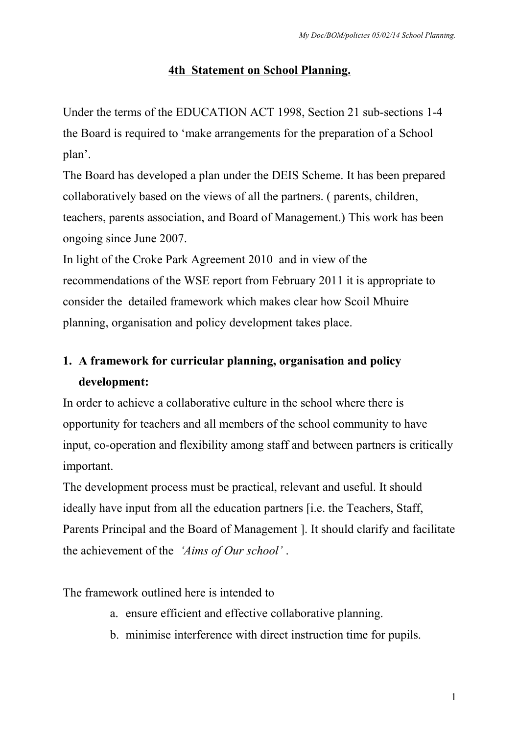# 4th Statement on School Planning.

Under the terms of the EDUCATION ACT 1998, Section 21 sub-sections 1-4 the Board is required to 'make arrangements for the preparation of a School plan'.

The Board has developed a plan under the DEIS Scheme. It has been prepared collaboratively based on the views of all the partners. ( parents, children, teachers, parents association, and Board of Management.) This work has been ongoing since June 2007.

In light of the Croke Park Agreement 2010 and in view of the recommendations of the WSE report from February 2011 it is appropriate to consider the detailed framework which makes clear how Scoil Mhuire planning, organisation and policy development takes place.

## 1. A framework for curricular planning, organisation and policy development:

In order to achieve a collaborative culture in the school where there is opportunity for teachers and all members of the school community to have input, co-operation and flexibility among staff and between partners is critically important.

The development process must be practical, relevant and useful. It should ideally have input from all the education partners [i.e. the Teachers, Staff, Parents Principal and the Board of Management ]. It should clarify and facilitate the achievement of the *'Aims of Our school'* .

The framework outlined here is intended to

a. ensure efficient and effective collaborative planning.
b. minimise interference with direct instruction time for pupils.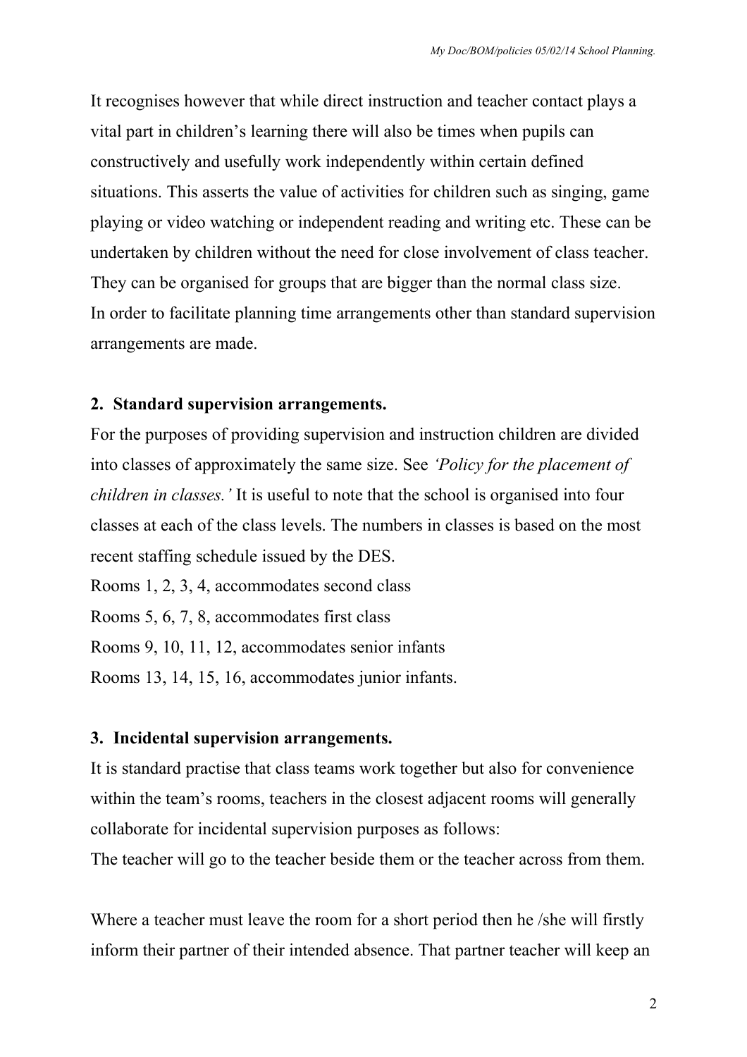It recognises however that while direct instruction and teacher contact plays a vital part in children's learning there will also be times when pupils can constructively and usefully work independently within certain defined situations. This asserts the value of activities for children such as singing, game playing or video watching or independent reading and writing etc. These can be undertaken by children without the need for close involvement of class teacher. They can be organised for groups that are bigger than the normal class size.
In order to facilitate planning time arrangements other than standard supervision arrangements are made.

## 2. Standard supervision arrangements.

For the purposes of providing supervision and instruction children are divided into classes of approximately the same size. See *'Policy for the placement of children in classes.'* It is useful to note that the school is organised into four classes at each of the class levels. The numbers in classes is based on the most recent staffing schedule issued by the DES.

Rooms 1, 2, 3, 4, accommodates second class

Rooms 5, 6, 7, 8, accommodates first class

Rooms 9, 10, 11, 12, accommodates senior infants

Rooms 13, 14, 15, 16, accommodates junior infants.

## 3. Incidental supervision arrangements.

It is standard practise that class teams work together but also for convenience within the team's rooms, teachers in the closest adjacent rooms will generally collaborate for incidental supervision purposes as follows:

The teacher will go to the teacher beside them or the teacher across from them.

Where a teacher must leave the room for a short period then he /she will firstly inform their partner of their intended absence. That partner teacher will keep an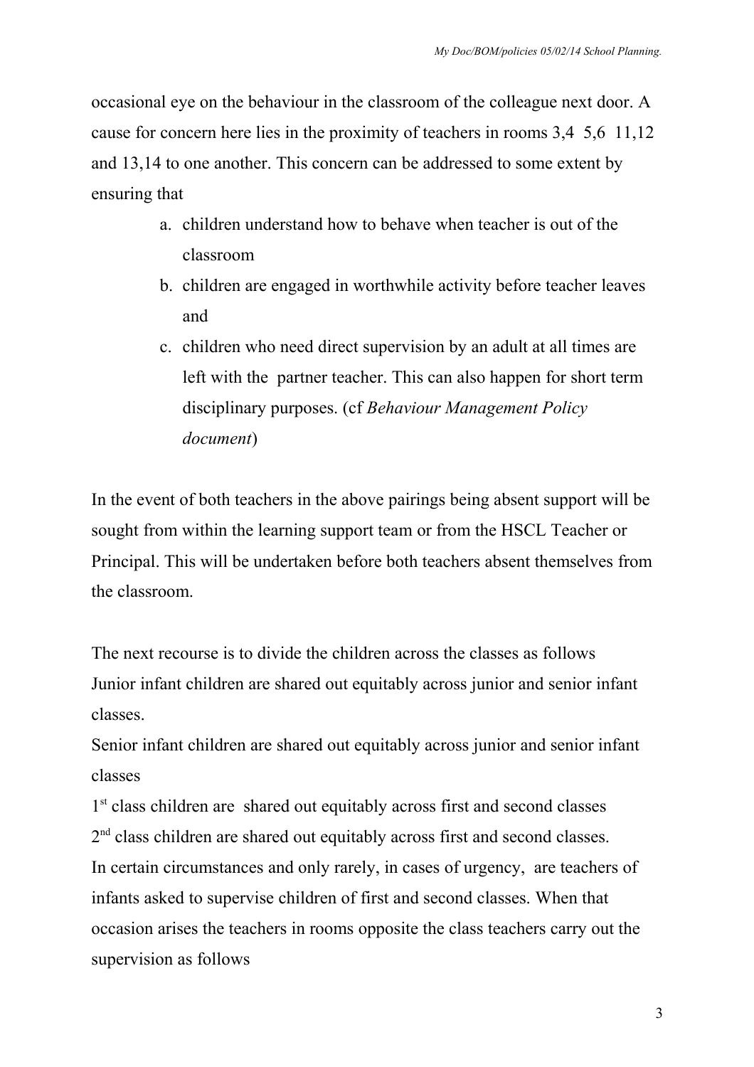occasional eye on the behaviour in the classroom of the colleague next door. A cause for concern here lies in the proximity of teachers in rooms 3,4  5,6  11,12 and 13,14 to one another. This concern can be addressed to some extent by ensuring that

a. children understand how to behave when teacher is out of the classroom
b. children are engaged in worthwhile activity before teacher leaves and
c. children who need direct supervision by an adult at all times are left with the  partner teacher. This can also happen for short term disciplinary purposes. (cf *Behaviour Management Policy document*)

In the event of both teachers in the above pairings being absent support will be sought from within the learning support team or from the HSCL Teacher or Principal. This will be undertaken before both teachers absent themselves from the classroom.

The next recourse is to divide the children across the classes as follows
Junior infant children are shared out equitably across junior and senior infant classes.
Senior infant children are shared out equitably across junior and senior infant classes
1st class children are  shared out equitably across first and second classes
2nd class children are shared out equitably across first and second classes.
In certain circumstances and only rarely, in cases of urgency,  are teachers of infants asked to supervise children of first and second classes. When that occasion arises the teachers in rooms opposite the class teachers carry out the supervision as follows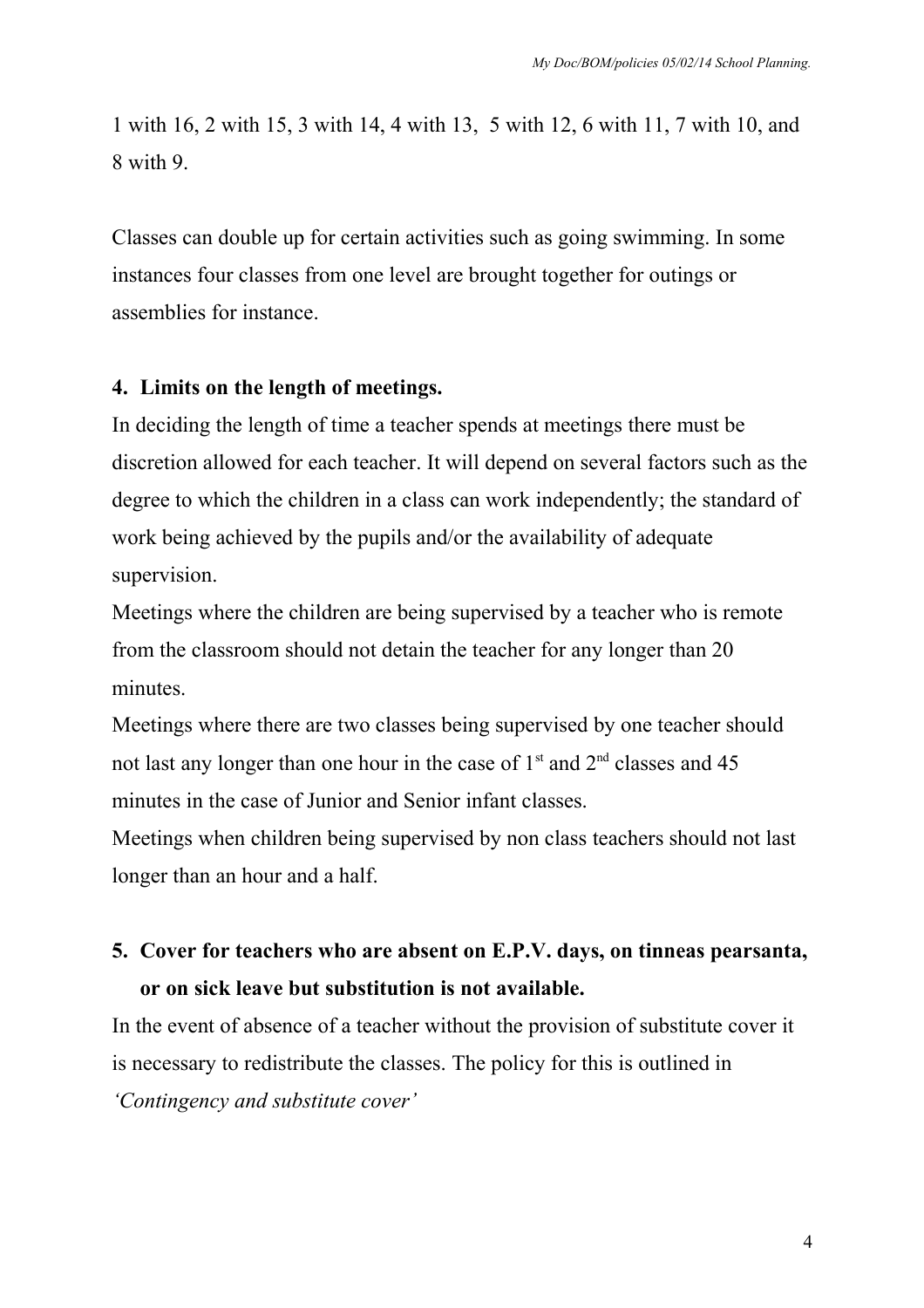1 with 16, 2 with 15, 3 with 14, 4 with 13, 5 with 12, 6 with 11, 7 with 10, and 8 with 9.

Classes can double up for certain activities such as going swimming. In some instances four classes from one level are brought together for outings or assemblies for instance.

### 4. Limits on the length of meetings.

In deciding the length of time a teacher spends at meetings there must be discretion allowed for each teacher. It will depend on several factors such as the degree to which the children in a class can work independently; the standard of work being achieved by the pupils and/or the availability of adequate supervision.

Meetings where the children are being supervised by a teacher who is remote from the classroom should not detain the teacher for any longer than 20 minutes.

Meetings where there are two classes being supervised by one teacher should not last any longer than one hour in the case of 1st and 2nd classes and 45 minutes in the case of Junior and Senior infant classes.

Meetings when children being supervised by non class teachers should not last longer than an hour and a half.

### 5. Cover for teachers who are absent on E.P.V. days, on tinneas pearsanta, or on sick leave but substitution is not available.

In the event of absence of a teacher without the provision of substitute cover it is necessary to redistribute the classes. The policy for this is outlined in *'Contingency and substitute cover'*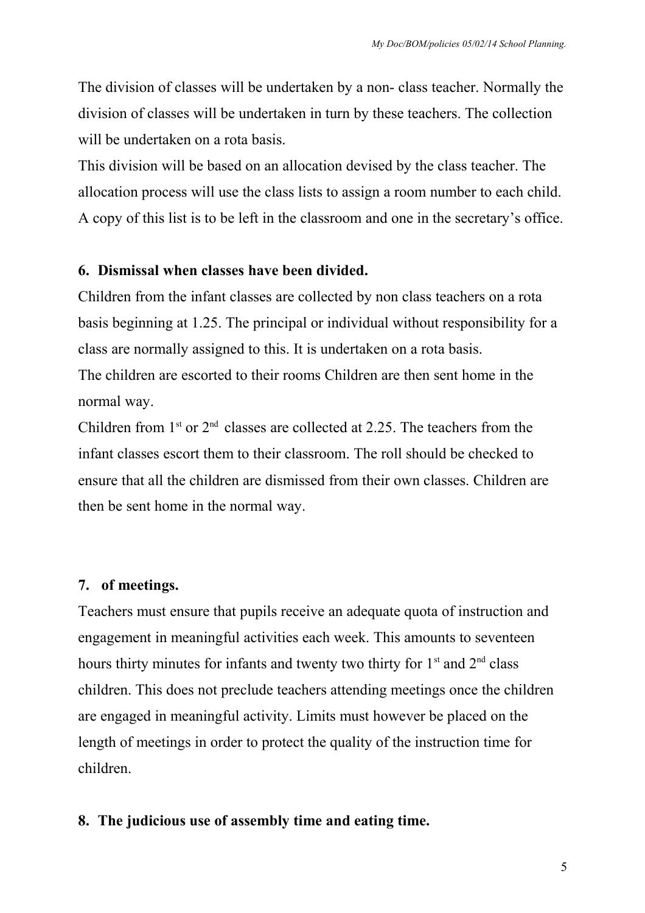The division of classes will be undertaken by a non- class teacher. Normally the division of classes will be undertaken in turn by these teachers. The collection will be undertaken on a rota basis.
This division will be based on an allocation devised by the class teacher. The allocation process will use the class lists to assign a room number to each child. A copy of this list is to be left in the classroom and one in the secretary's office.

**6. Dismissal when classes have been divided.**

Children from the infant classes are collected by non class teachers on a rota basis beginning at 1.25. The principal or individual without responsibility for a class are normally assigned to this. It is undertaken on a rota basis.
The children are escorted to their rooms Children are then sent home in the normal way.
Children from 1st or 2nd classes are collected at 2.25. The teachers from the infant classes escort them to their classroom. The roll should be checked to ensure that all the children are dismissed from their own classes. Children are then be sent home in the normal way.

**7. of meetings.**

Teachers must ensure that pupils receive an adequate quota of instruction and engagement in meaningful activities each week. This amounts to seventeen hours thirty minutes for infants and twenty two thirty for 1st and 2nd class children. This does not preclude teachers attending meetings once the children are engaged in meaningful activity. Limits must however be placed on the length of meetings in order to protect the quality of the instruction time for children.

**8. The judicious use of assembly time and eating time.**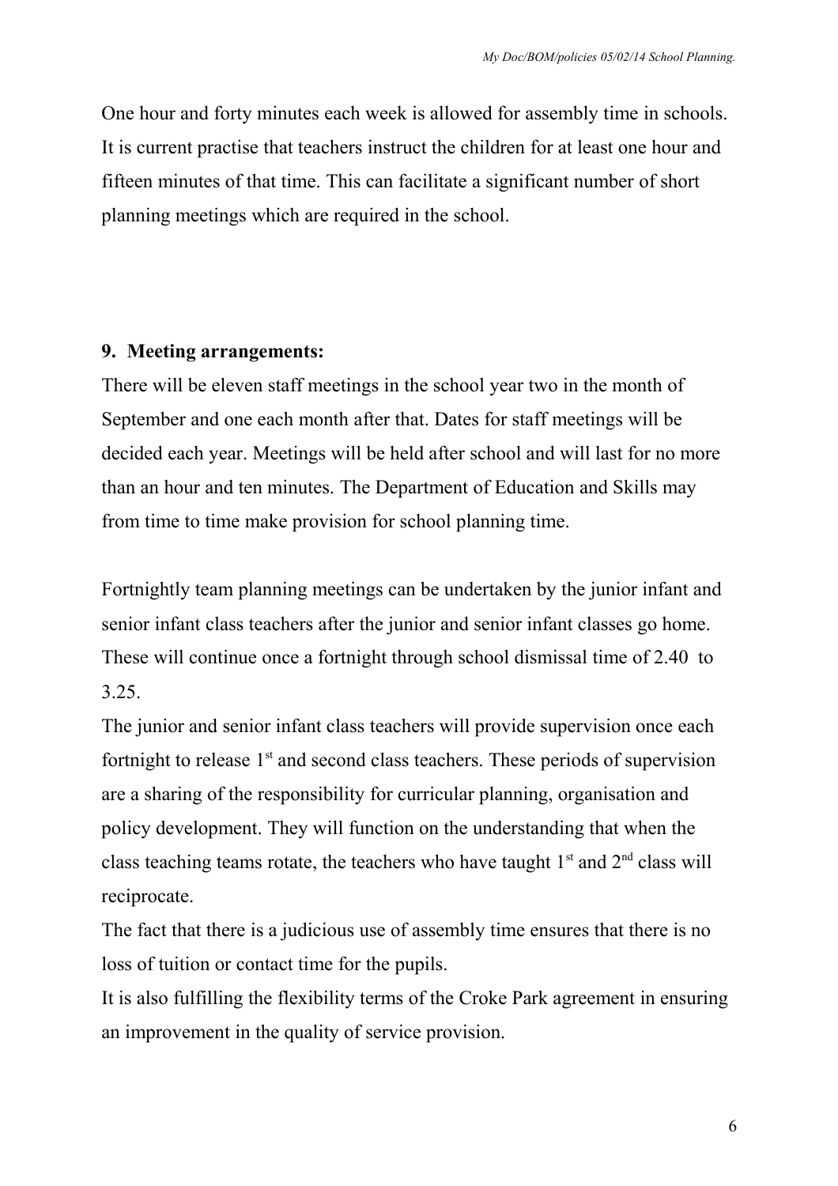One hour and forty minutes each week is allowed for assembly time in schools. It is current practise that teachers instruct the children for at least one hour and fifteen minutes of that time. This can facilitate a significant number of short planning meetings which are required in the school.

**9. Meeting arrangements:**

There will be eleven staff meetings in the school year two in the month of September and one each month after that. Dates for staff meetings will be decided each year. Meetings will be held after school and will last for no more than an hour and ten minutes. The Department of Education and Skills may from time to time make provision for school planning time.

Fortnightly team planning meetings can be undertaken by the junior infant and senior infant class teachers after the junior and senior infant classes go home. These will continue once a fortnight through school dismissal time of 2.40 to 3.25.

The junior and senior infant class teachers will provide supervision once each fortnight to release 1st and second class teachers. These periods of supervision are a sharing of the responsibility for curricular planning, organisation and policy development. They will function on the understanding that when the class teaching teams rotate, the teachers who have taught 1st and 2nd class will reciprocate.

The fact that there is a judicious use of assembly time ensures that there is no loss of tuition or contact time for the pupils.

It is also fulfilling the flexibility terms of the Croke Park agreement in ensuring an improvement in the quality of service provision.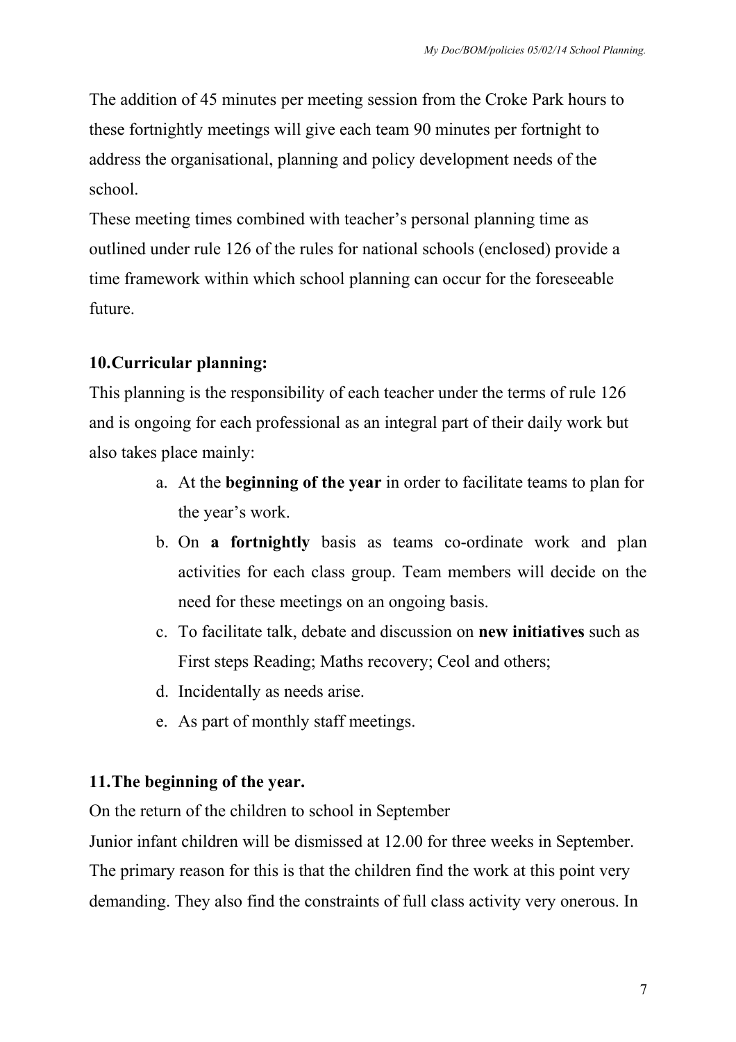The addition of 45 minutes per meeting session from the Croke Park hours to these fortnightly meetings will give each team 90 minutes per fortnight to address the organisational, planning and policy development needs of the school.

These meeting times combined with teacher's personal planning time as outlined under rule 126 of the rules for national schools (enclosed) provide a time framework within which school planning can occur for the foreseeable future.

## 10. Curricular planning:

This planning is the responsibility of each teacher under the terms of rule 126 and is ongoing for each professional as an integral part of their daily work but also takes place mainly:

a. At the **beginning of the year** in order to facilitate teams to plan for the year's work.
b. On **a fortnightly** basis as teams co-ordinate work and plan activities for each class group. Team members will decide on the need for these meetings on an ongoing basis.
c. To facilitate talk, debate and discussion on **new initiatives** such as First steps Reading; Maths recovery; Ceol and others;
d. Incidentally as needs arise.
e. As part of monthly staff meetings.

## 11. The beginning of the year.

On the return of the children to school in September

Junior infant children will be dismissed at 12.00 for three weeks in September. The primary reason for this is that the children find the work at this point very demanding. They also find the constraints of full class activity very onerous. In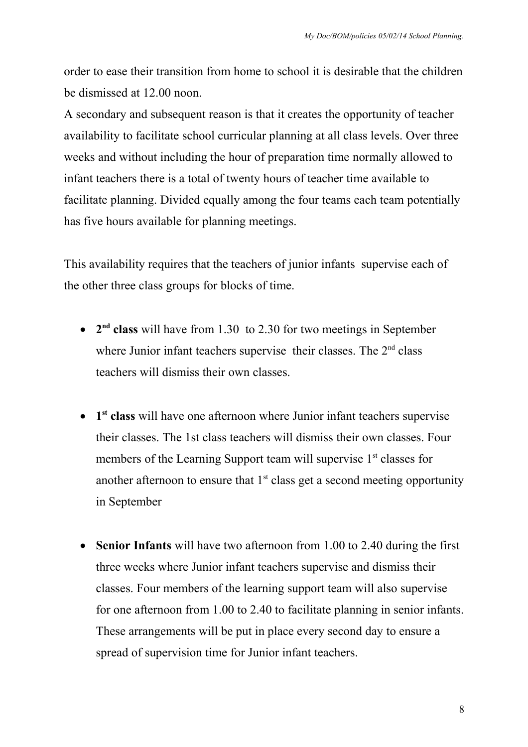order to ease their transition from home to school it is desirable that the children be dismissed at 12.00 noon.

A secondary and subsequent reason is that it creates the opportunity of teacher availability to facilitate school curricular planning at all class levels. Over three weeks and without including the hour of preparation time normally allowed to infant teachers there is a total of twenty hours of teacher time available to facilitate planning. Divided equally among the four teams each team potentially has five hours available for planning meetings.

This availability requires that the teachers of junior infants supervise each of the other three class groups for blocks of time.

- **2nd class** will have from 1.30 to 2.30 for two meetings in September where Junior infant teachers supervise their classes. The 2nd class teachers will dismiss their own classes.

- **1st class** will have one afternoon where Junior infant teachers supervise their classes. The 1st class teachers will dismiss their own classes. Four members of the Learning Support team will supervise 1st classes for another afternoon to ensure that 1st class get a second meeting opportunity in September

- **Senior Infants** will have two afternoon from 1.00 to 2.40 during the first three weeks where Junior infant teachers supervise and dismiss their classes. Four members of the learning support team will also supervise for one afternoon from 1.00 to 2.40 to facilitate planning in senior infants. These arrangements will be put in place every second day to ensure a spread of supervision time for Junior infant teachers.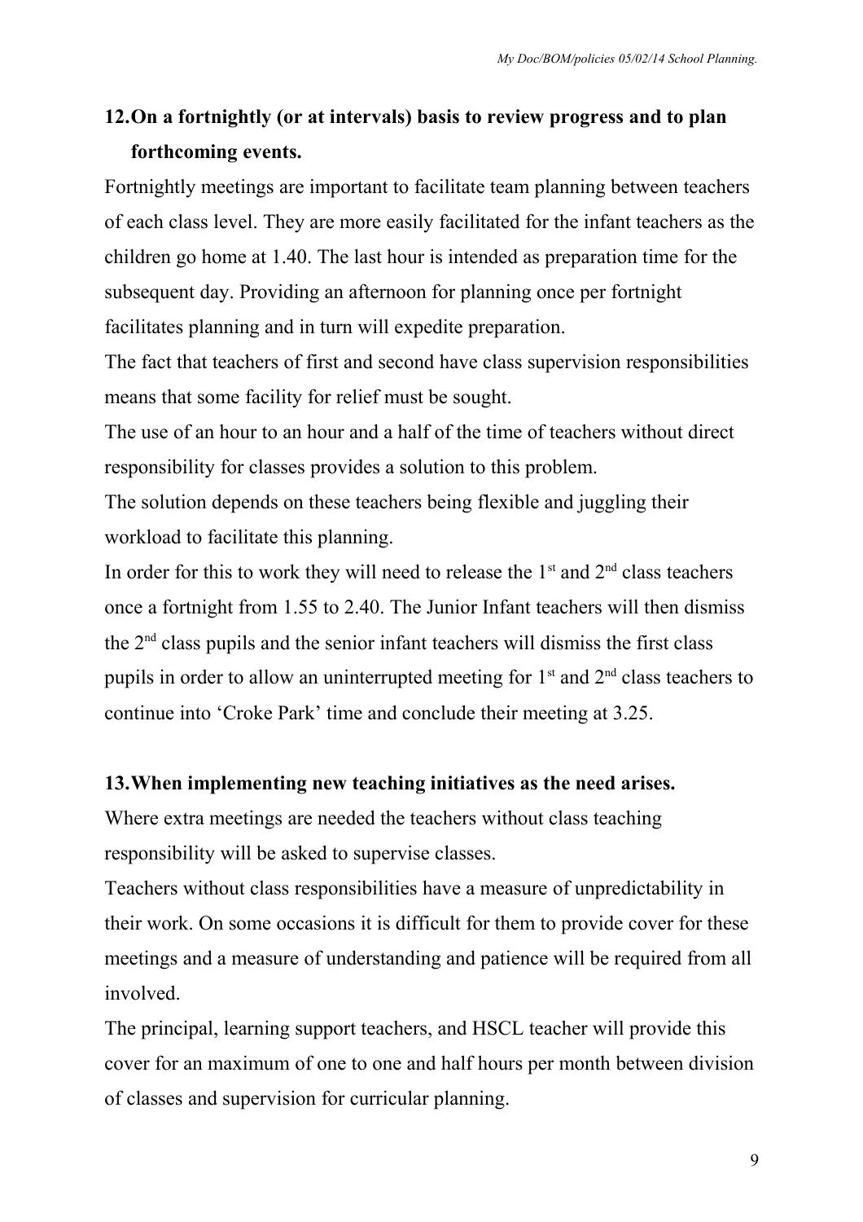12. **On a fortnightly (or at intervals) basis to review progress and to plan forthcoming events.**

Fortnightly meetings are important to facilitate team planning between teachers of each class level. They are more easily facilitated for the infant teachers as the children go home at 1.40. The last hour is intended as preparation time for the subsequent day. Providing an afternoon for planning once per fortnight facilitates planning and in turn will expedite preparation.

The fact that teachers of first and second have class supervision responsibilities means that some facility for relief must be sought.

The use of an hour to an hour and a half of the time of teachers without direct responsibility for classes provides a solution to this problem.

The solution depends on these teachers being flexible and juggling their workload to facilitate this planning.

In order for this to work they will need to release the 1st and 2nd class teachers once a fortnight from 1.55 to 2.40. The Junior Infant teachers will then dismiss the 2nd class pupils and the senior infant teachers will dismiss the first class pupils in order to allow an uninterrupted meeting for 1st and 2nd class teachers to continue into 'Croke Park' time and conclude their meeting at 3.25.

13. **When implementing new teaching initiatives as the need arises.**

Where extra meetings are needed the teachers without class teaching responsibility will be asked to supervise classes.

Teachers without class responsibilities have a measure of unpredictability in their work. On some occasions it is difficult for them to provide cover for these meetings and a measure of understanding and patience will be required from all involved.

The principal, learning support teachers, and HSCL teacher will provide this cover for an maximum of one to one and half hours per month between division of classes and supervision for curricular planning.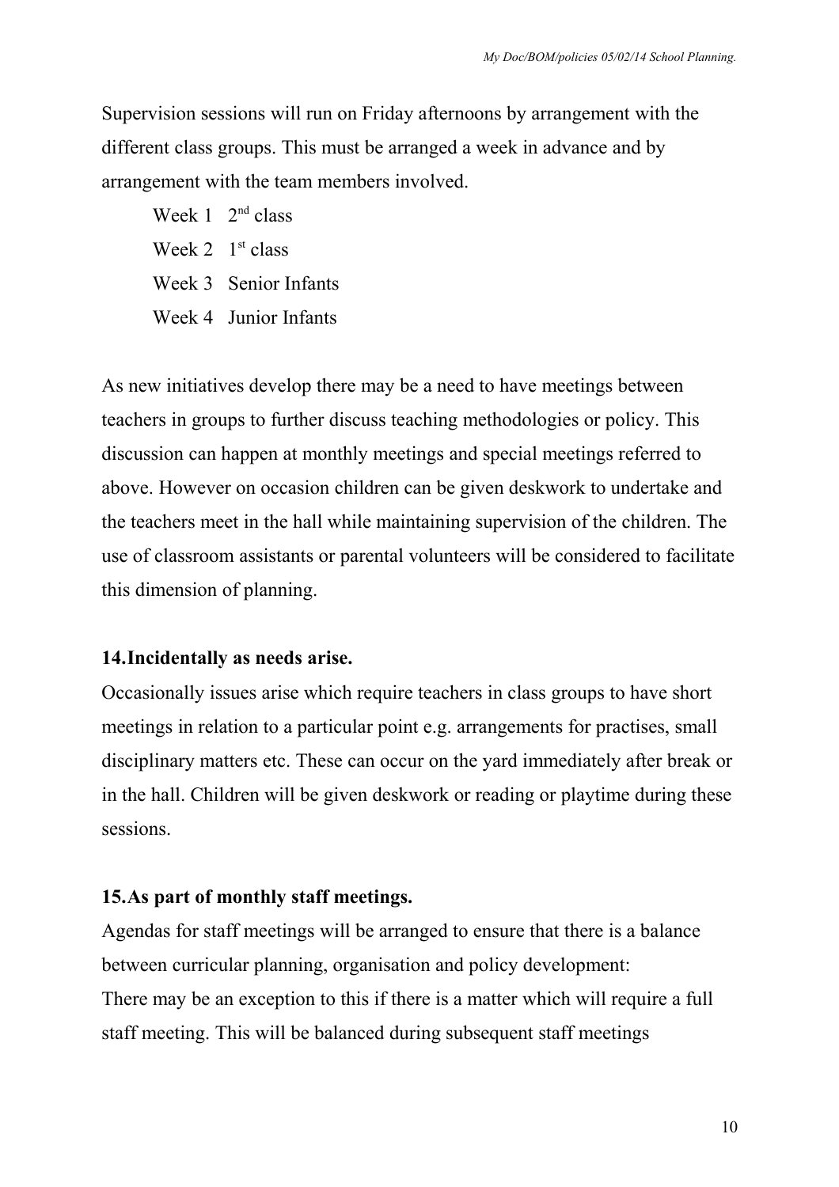Supervision sessions will run on Friday afternoons by arrangement with the different class groups. This must be arranged a week in advance and by arrangement with the team members involved.

Week 1 2nd class
Week 2 1st class
Week 3 Senior Infants
Week 4 Junior Infants

As new initiatives develop there may be a need to have meetings between teachers in groups to further discuss teaching methodologies or policy. This discussion can happen at monthly meetings and special meetings referred to above. However on occasion children can be given deskwork to undertake and the teachers meet in the hall while maintaining supervision of the children. The use of classroom assistants or parental volunteers will be considered to facilitate this dimension of planning.

**14. Incidentally as needs arise.**

Occasionally issues arise which require teachers in class groups to have short meetings in relation to a particular point e.g. arrangements for practises, small disciplinary matters etc. These can occur on the yard immediately after break or in the hall. Children will be given deskwork or reading or playtime during these sessions.

**15. As part of monthly staff meetings.**

Agendas for staff meetings will be arranged to ensure that there is a balance between curricular planning, organisation and policy development:
There may be an exception to this if there is a matter which will require a full staff meeting. This will be balanced during subsequent staff meetings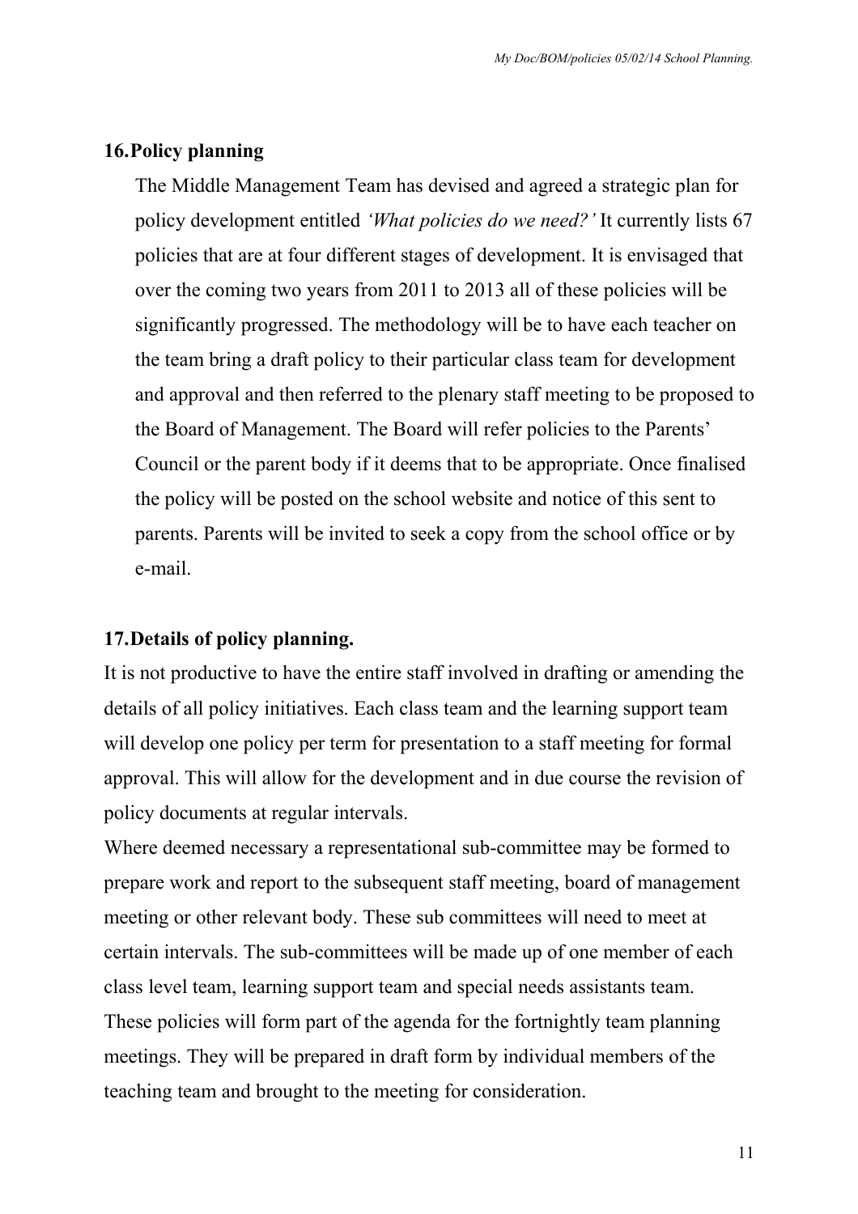## 16. Policy planning

The Middle Management Team has devised and agreed a strategic plan for policy development entitled *'What policies do we need?'* It currently lists 67 policies that are at four different stages of development. It is envisaged that over the coming two years from 2011 to 2013 all of these policies will be significantly progressed. The methodology will be to have each teacher on the team bring a draft policy to their particular class team for development and approval and then referred to the plenary staff meeting to be proposed to the Board of Management. The Board will refer policies to the Parents' Council or the parent body if it deems that to be appropriate. Once finalised the policy will be posted on the school website and notice of this sent to parents. Parents will be invited to seek a copy from the school office or by e-mail.

## 17. Details of policy planning.

It is not productive to have the entire staff involved in drafting or amending the details of all policy initiatives. Each class team and the learning support team will develop one policy per term for presentation to a staff meeting for formal approval. This will allow for the development and in due course the revision of policy documents at regular intervals.

Where deemed necessary a representational sub-committee may be formed to prepare work and report to the subsequent staff meeting, board of management meeting or other relevant body. These sub committees will need to meet at certain intervals. The sub-committees will be made up of one member of each class level team, learning support team and special needs assistants team.

These policies will form part of the agenda for the fortnightly team planning meetings. They will be prepared in draft form by individual members of the teaching team and brought to the meeting for consideration.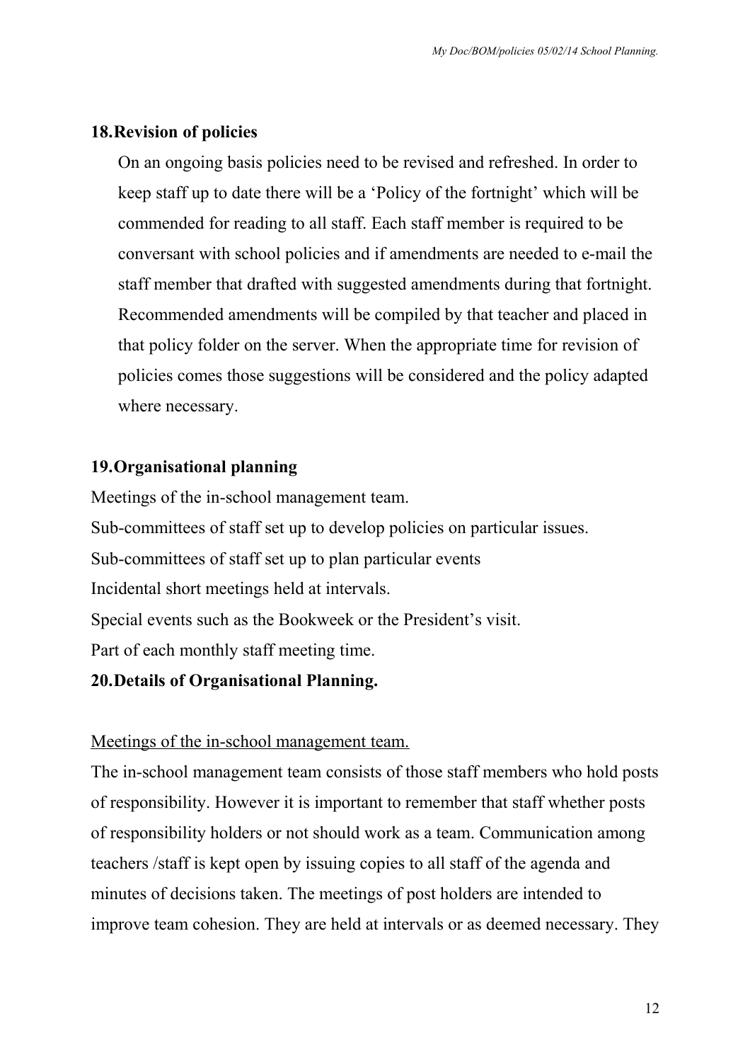## 18. Revision of policies

On an ongoing basis policies need to be revised and refreshed. In order to keep staff up to date there will be a 'Policy of the fortnight' which will be commended for reading to all staff. Each staff member is required to be conversant with school policies and if amendments are needed to e-mail the staff member that drafted with suggested amendments during that fortnight. Recommended amendments will be compiled by that teacher and placed in that policy folder on the server. When the appropriate time for revision of policies comes those suggestions will be considered and the policy adapted where necessary.

## 19. Organisational planning

Meetings of the in-school management team.

Sub-committees of staff set up to develop policies on particular issues.

Sub-committees of staff set up to plan particular events

Incidental short meetings held at intervals.

Special events such as the Bookweek or the President's visit.

Part of each monthly staff meeting time.

## 20. Details of Organisational Planning.

<u>Meetings of the in-school management team.</u>

The in-school management team consists of those staff members who hold posts of responsibility. However it is important to remember that staff whether posts of responsibility holders or not should work as a team. Communication among teachers /staff is kept open by issuing copies to all staff of the agenda and minutes of decisions taken. The meetings of post holders are intended to improve team cohesion. They are held at intervals or as deemed necessary. They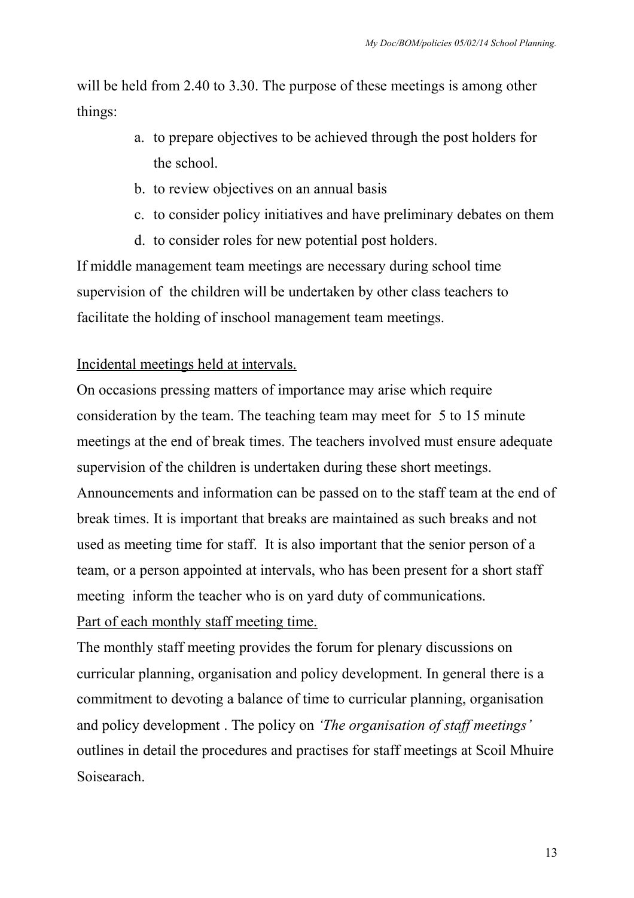will be held from 2.40 to 3.30. The purpose of these meetings is among other things:

a. to prepare objectives to be achieved through the post holders for the school.
b. to review objectives on an annual basis
c. to consider policy initiatives and have preliminary debates on them
d. to consider roles for new potential post holders.

If middle management team meetings are necessary during school time supervision of the children will be undertaken by other class teachers to facilitate the holding of inschool management team meetings.

<u>Incidental meetings held at intervals.</u>

On occasions pressing matters of importance may arise which require consideration by the team. The teaching team may meet for 5 to 15 minute meetings at the end of break times. The teachers involved must ensure adequate supervision of the children is undertaken during these short meetings. Announcements and information can be passed on to the staff team at the end of break times. It is important that breaks are maintained as such breaks and not used as meeting time for staff. It is also important that the senior person of a team, or a person appointed at intervals, who has been present for a short staff meeting inform the teacher who is on yard duty of communications.

<u>Part of each monthly staff meeting time.</u>

The monthly staff meeting provides the forum for plenary discussions on curricular planning, organisation and policy development. In general there is a commitment to devoting a balance of time to curricular planning, organisation and policy development . The policy on *'The organisation of staff meetings'* outlines in detail the procedures and practises for staff meetings at Scoil Mhuire Soisearach.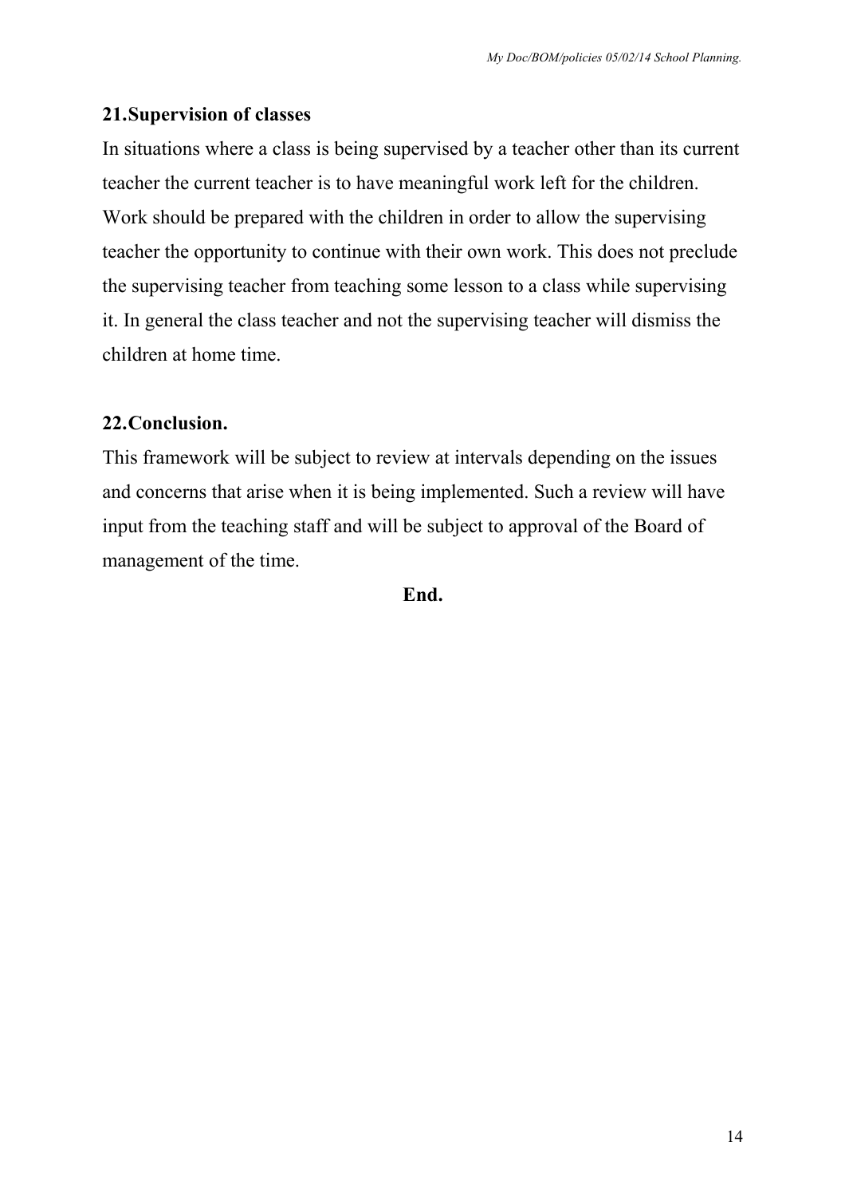## 21.Supervision of classes

In situations where a class is being supervised by a teacher other than its current teacher the current teacher is to have meaningful work left for the children. Work should be prepared with the children in order to allow the supervising teacher the opportunity to continue with their own work. This does not preclude the supervising teacher from teaching some lesson to a class while supervising it. In general the class teacher and not the supervising teacher will dismiss the children at home time.

## 22.Conclusion.

This framework will be subject to review at intervals depending on the issues and concerns that arise when it is being implemented. Such a review will have input from the teaching staff and will be subject to approval of the Board of management of the time.

**End.**